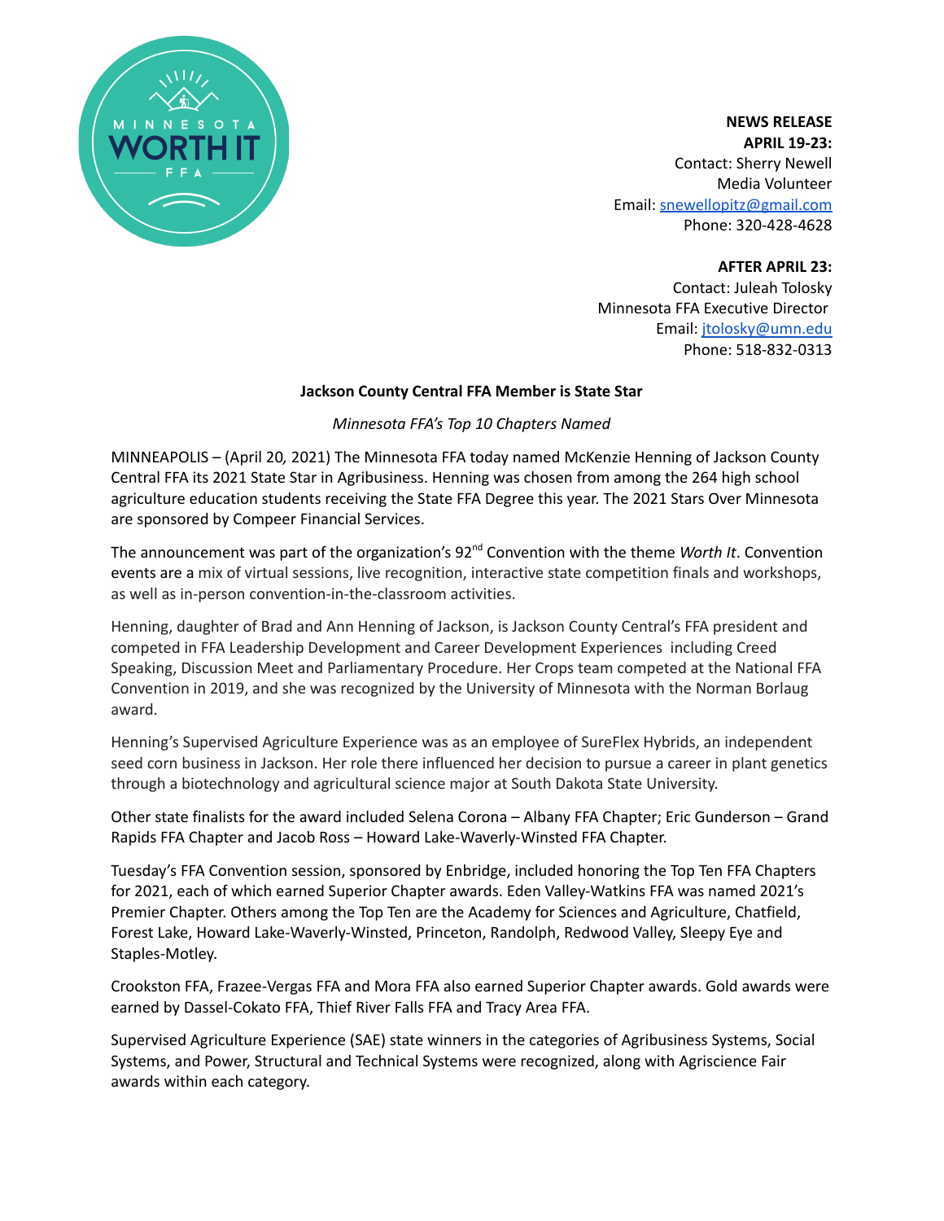**NEWS RELEASE**
**APRIL 19-23:**
Contact: Sherry Newell
Media Volunteer
Email: snewellopitz@gmail.com
Phone: 320-428-4628

**AFTER APRIL 23:**
Contact: Juleah Tolosky
Minnesota FFA Executive Director
Email: jtolosky@umn.edu
Phone: 518-832-0313

**Jackson County Central FFA Member is State Star**

*Minnesota FFA's Top 10 Chapters Named*

MINNEAPOLIS – (April 20, 2021) The Minnesota FFA today named McKenzie Henning of Jackson County Central FFA its 2021 State Star in Agribusiness. Henning was chosen from among the 264 high school agriculture education students receiving the State FFA Degree this year. The 2021 Stars Over Minnesota are sponsored by Compeer Financial Services.

The announcement was part of the organization's 92nd Convention with the theme *Worth It*. Convention events are a mix of virtual sessions, live recognition, interactive state competition finals and workshops, as well as in-person convention-in-the-classroom activities.

Henning, daughter of Brad and Ann Henning of Jackson, is Jackson County Central's FFA president and competed in FFA Leadership Development and Career Development Experiences including Creed Speaking, Discussion Meet and Parliamentary Procedure. Her Crops team competed at the National FFA Convention in 2019, and she was recognized by the University of Minnesota with the Norman Borlaug award.

Henning's Supervised Agriculture Experience was as an employee of SureFlex Hybrids, an independent seed corn business in Jackson. Her role there influenced her decision to pursue a career in plant genetics through a biotechnology and agricultural science major at South Dakota State University.

Other state finalists for the award included Selena Corona – Albany FFA Chapter; Eric Gunderson – Grand Rapids FFA Chapter and Jacob Ross – Howard Lake-Waverly-Winsted FFA Chapter.

Tuesday's FFA Convention session, sponsored by Enbridge, included honoring the Top Ten FFA Chapters for 2021, each of which earned Superior Chapter awards. Eden Valley-Watkins FFA was named 2021's Premier Chapter. Others among the Top Ten are the Academy for Sciences and Agriculture, Chatfield, Forest Lake, Howard Lake-Waverly-Winsted, Princeton, Randolph, Redwood Valley, Sleepy Eye and Staples-Motley.

Crookston FFA, Frazee-Vergas FFA and Mora FFA also earned Superior Chapter awards. Gold awards were earned by Dassel-Cokato FFA, Thief River Falls FFA and Tracy Area FFA.

Supervised Agriculture Experience (SAE) state winners in the categories of Agribusiness Systems, Social Systems, and Power, Structural and Technical Systems were recognized, along with Agriscience Fair awards within each category.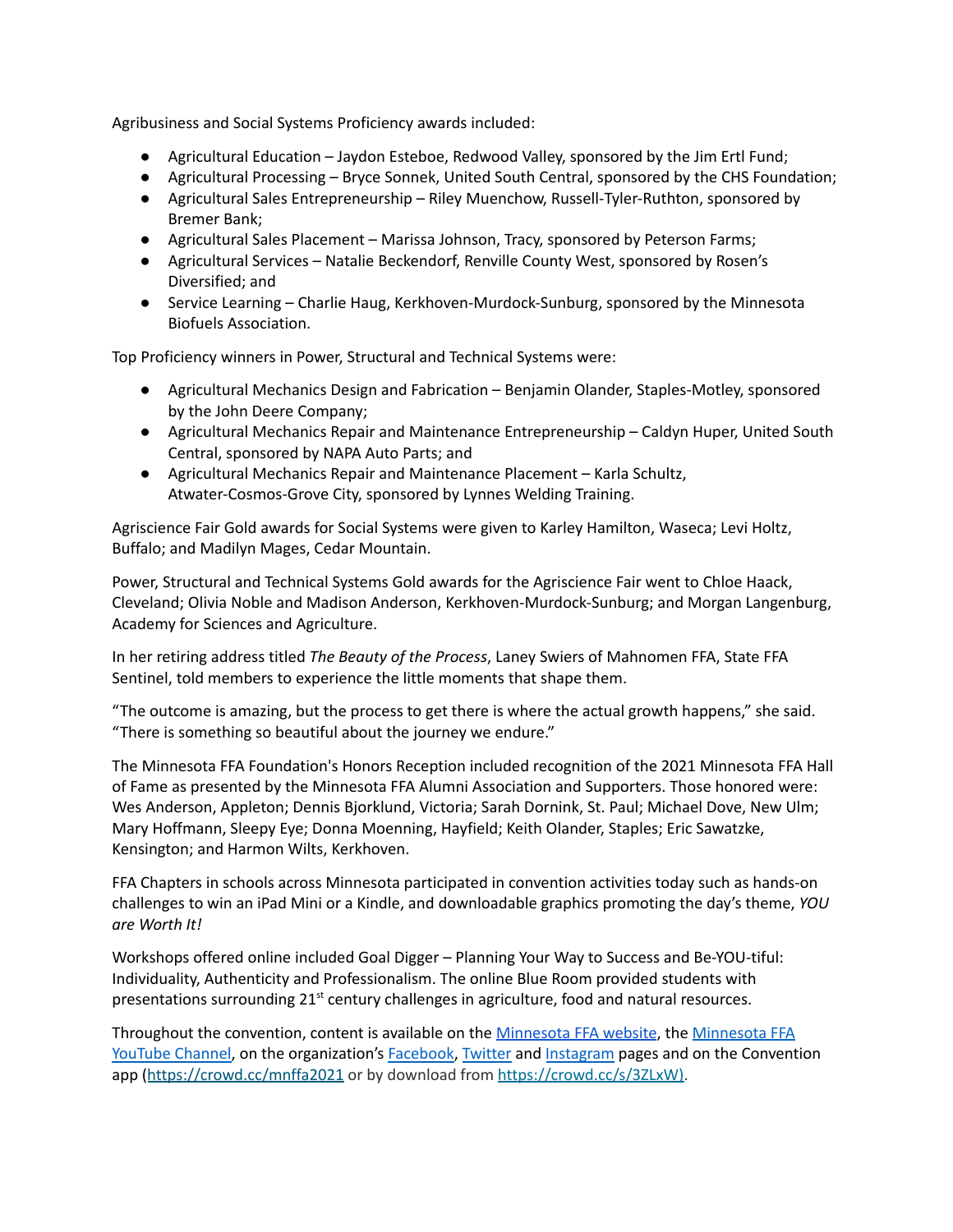Agribusiness and Social Systems Proficiency awards included:

- Agricultural Education – Jaydon Esteboe, Redwood Valley, sponsored by the Jim Ertl Fund;
- Agricultural Processing – Bryce Sonnek, United South Central, sponsored by the CHS Foundation;
- Agricultural Sales Entrepreneurship – Riley Muenchow, Russell-Tyler-Ruthton, sponsored by Bremer Bank;
- Agricultural Sales Placement – Marissa Johnson, Tracy, sponsored by Peterson Farms;
- Agricultural Services – Natalie Beckendorf, Renville County West, sponsored by Rosen's Diversified; and
- Service Learning – Charlie Haug, Kerkhoven-Murdock-Sunburg, sponsored by the Minnesota Biofuels Association.

Top Proficiency winners in Power, Structural and Technical Systems were:

- Agricultural Mechanics Design and Fabrication – Benjamin Olander, Staples-Motley, sponsored by the John Deere Company;
- Agricultural Mechanics Repair and Maintenance Entrepreneurship – Caldyn Huper, United South Central, sponsored by NAPA Auto Parts; and
- Agricultural Mechanics Repair and Maintenance Placement – Karla Schultz, Atwater-Cosmos-Grove City, sponsored by Lynnes Welding Training.

Agriscience Fair Gold awards for Social Systems were given to Karley Hamilton, Waseca; Levi Holtz, Buffalo; and Madilyn Mages, Cedar Mountain.

Power, Structural and Technical Systems Gold awards for the Agriscience Fair went to Chloe Haack, Cleveland; Olivia Noble and Madison Anderson, Kerkhoven-Murdock-Sunburg; and Morgan Langenburg, Academy for Sciences and Agriculture.

In her retiring address titled *The Beauty of the Process*, Laney Swiers of Mahnomen FFA, State FFA Sentinel, told members to experience the little moments that shape them.

"The outcome is amazing, but the process to get there is where the actual growth happens," she said. "There is something so beautiful about the journey we endure."

The Minnesota FFA Foundation's Honors Reception included recognition of the 2021 Minnesota FFA Hall of Fame as presented by the Minnesota FFA Alumni Association and Supporters. Those honored were: Wes Anderson, Appleton; Dennis Bjorklund, Victoria; Sarah Dornink, St. Paul; Michael Dove, New Ulm; Mary Hoffmann, Sleepy Eye; Donna Moenning, Hayfield; Keith Olander, Staples; Eric Sawatzke, Kensington; and Harmon Wilts, Kerkhoven.

FFA Chapters in schools across Minnesota participated in convention activities today such as hands-on challenges to win an iPad Mini or a Kindle, and downloadable graphics promoting the day's theme, *YOU are Worth It!*

Workshops offered online included Goal Digger – Planning Your Way to Success and Be-YOU-tiful: Individuality, Authenticity and Professionalism. The online Blue Room provided students with presentations surrounding 21st century challenges in agriculture, food and natural resources.

Throughout the convention, content is available on the Minnesota FFA website, the Minnesota FFA YouTube Channel, on the organization's Facebook, Twitter and Instagram pages and on the Convention app (https://crowd.cc/mnffa2021 or by download from https://crowd.cc/s/3ZLxW).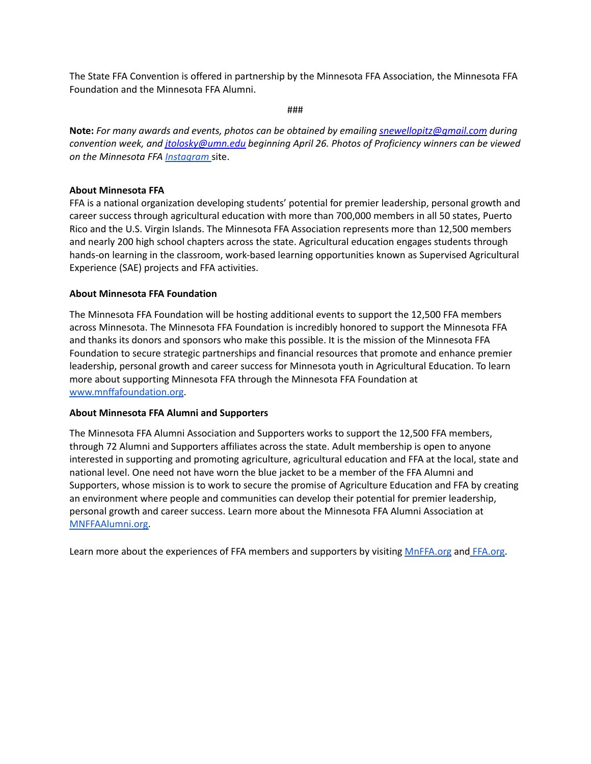The State FFA Convention is offered in partnership by the Minnesota FFA Association, the Minnesota FFA Foundation and the Minnesota FFA Alumni.

###

**Note:** *For many awards and events, photos can be obtained by emailing [snewellopitz@gmail.com](mailto:snewellopitz@gmail.com) during convention week, and [jtolosky@umn.edu](mailto:jtolosky@umn.edu) beginning April 26. Photos of Proficiency winners can be viewed on the Minnesota FFA [Instagram](#)* site.

**About Minnesota FFA**

FFA is a national organization developing students' potential for premier leadership, personal growth and career success through agricultural education with more than 700,000 members in all 50 states, Puerto Rico and the U.S. Virgin Islands. The Minnesota FFA Association represents more than 12,500 members and nearly 200 high school chapters across the state. Agricultural education engages students through hands-on learning in the classroom, work-based learning opportunities known as Supervised Agricultural Experience (SAE) projects and FFA activities.

**About Minnesota FFA Foundation**

The Minnesota FFA Foundation will be hosting additional events to support the 12,500 FFA members across Minnesota. The Minnesota FFA Foundation is incredibly honored to support the Minnesota FFA and thanks its donors and sponsors who make this possible. It is the mission of the Minnesota FFA Foundation to secure strategic partnerships and financial resources that promote and enhance premier leadership, personal growth and career success for Minnesota youth in Agricultural Education. To learn more about supporting Minnesota FFA through the Minnesota FFA Foundation at [www.mnffafoundation.org](http://www.mnffafoundation.org).

**About Minnesota FFA Alumni and Supporters**

The Minnesota FFA Alumni Association and Supporters works to support the 12,500 FFA members, through 72 Alumni and Supporters affiliates across the state. Adult membership is open to anyone interested in supporting and promoting agriculture, agricultural education and FFA at the local, state and national level. One need not have worn the blue jacket to be a member of the FFA Alumni and Supporters, whose mission is to work to secure the promise of Agriculture Education and FFA by creating an environment where people and communities can develop their potential for premier leadership, personal growth and career success. Learn more about the Minnesota FFA Alumni Association at [MNFFAAlumni.org](http://MNFFAAlumni.org).

Learn more about the experiences of FFA members and supporters by visiting [MnFFA.org](http://MnFFA.org) and [FFA.org](http://FFA.org).